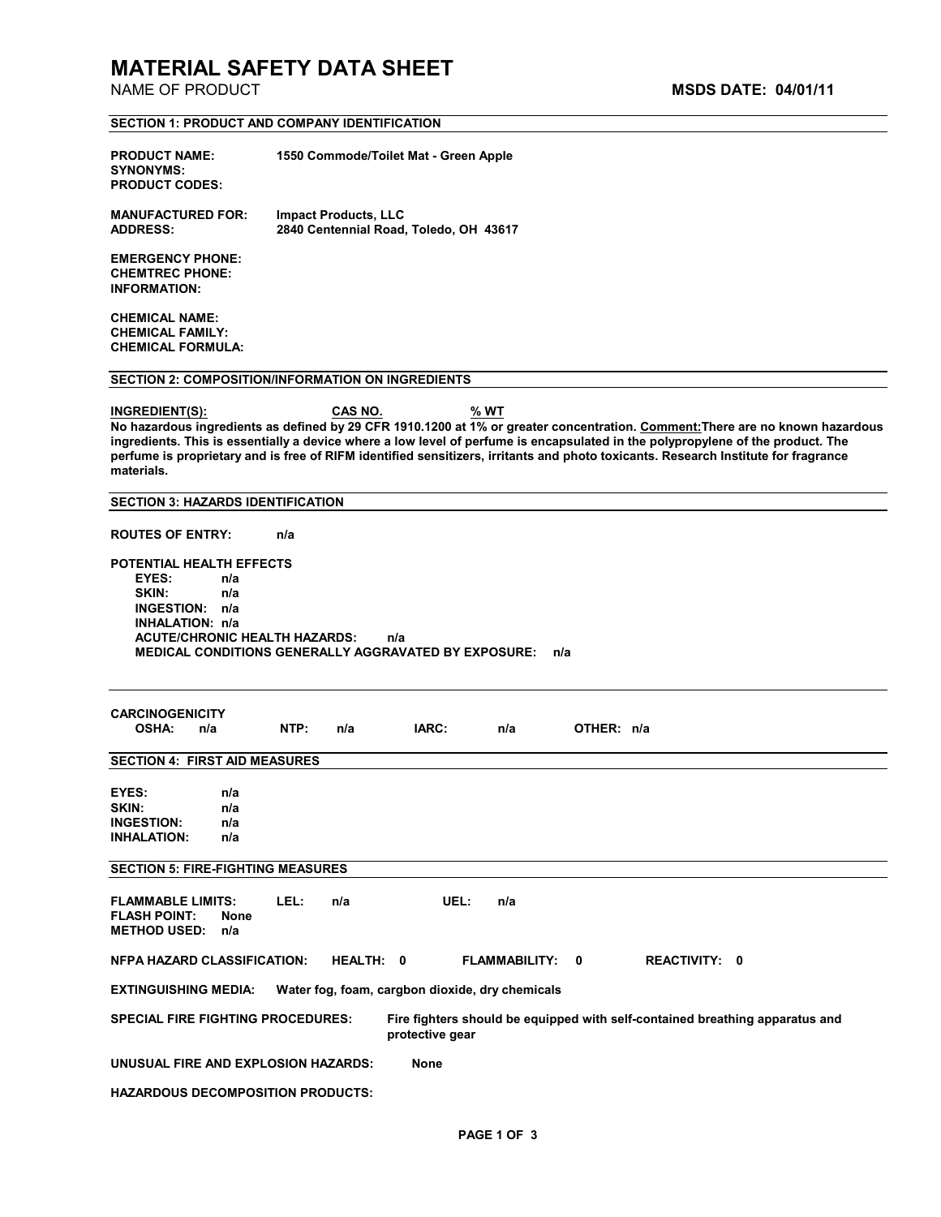# MATERIAL SAFETY DATA SHEET

NAME OF PRODUCT **MSDS DATE: 04/01/11**

## SECTION 1: PRODUCT AND COMPANY IDENTIFICATION

**PRODUCT NAME:** **1550 Commode/Toilet Mat - Green Apple**
**SYNONYMS:**
**PRODUCT CODES:**

**MANUFACTURED FOR:** **Impact Products, LLC**
**ADDRESS:** **2840 Centennial Road, Toledo, OH 43617**

**EMERGENCY PHONE:**
**CHEMTREC PHONE:**
**INFORMATION:**

**CHEMICAL NAME:**
**CHEMICAL FAMILY:**
**CHEMICAL FORMULA:**

## SECTION 2: COMPOSITION/INFORMATION ON INGREDIENTS

| INGREDIENT(S): | CAS NO. | % WT |
|---|---|---|

**No hazardous ingredients as defined by 29 CFR 1910.1200 at 1% or greater concentration. Comment: There are no known hazardous ingredients. This is essentially a device where a low level of perfume is encapsulated in the polypropylene of the product. The perfume is proprietary and is free of RIFM identified sensitizers, irritants and photo toxicants. Research Institute for fragrance materials.**

## SECTION 3: HAZARDS IDENTIFICATION

**ROUTES OF ENTRY:** **n/a**

**POTENTIAL HEALTH EFFECTS**
- **EYES:** **n/a**
- **SKIN:** **n/a**
- **INGESTION:** **n/a**
- **INHALATION:** **n/a**
- **ACUTE/CHRONIC HEALTH HAZARDS:** **n/a**
- **MEDICAL CONDITIONS GENERALLY AGGRAVATED BY EXPOSURE:** **n/a**

**CARCINOGENICITY**

| OSHA: | NTP: | IARC: | OTHER: |
|---|---|---|---|
| n/a | n/a | n/a | n/a |

## SECTION 4: FIRST AID MEASURES

**EYES:** **n/a**
**SKIN:** **n/a**
**INGESTION:** **n/a**
**INHALATION:** **n/a**

## SECTION 5: FIRE-FIGHTING MEASURES

**FLAMMABLE LIMITS:** **LEL:** **n/a** **UEL:** **n/a**
**FLASH POINT:** **None**
**METHOD USED:** **n/a**

**NFPA HAZARD CLASSIFICATION:** **HEALTH: 0** **FLAMMABILITY: 0** **REACTIVITY: 0**

**EXTINGUISHING MEDIA:** **Water fog, foam, cargbon dioxide, dry chemicals**

**SPECIAL FIRE FIGHTING PROCEDURES:** **Fire fighters should be equipped with self-contained breathing apparatus and protective gear**

**UNUSUAL FIRE AND EXPLOSION HAZARDS:** **None**

**HAZARDOUS DECOMPOSITION PRODUCTS:**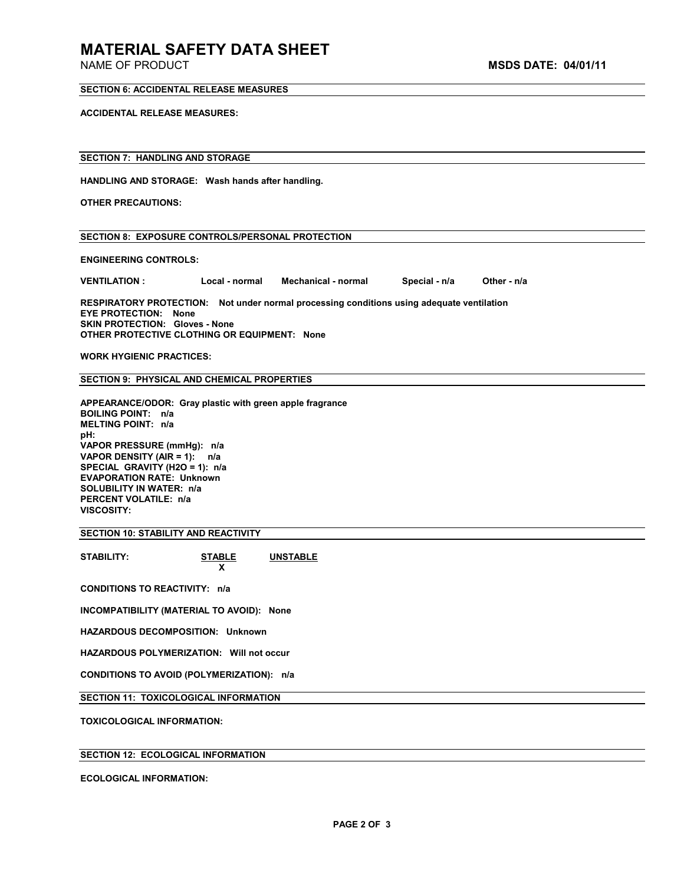# MATERIAL SAFETY DATA SHEET

NAME OF PRODUCT **MSDS DATE: 04/01/11**

## SECTION 6: ACCIDENTAL RELEASE MEASURES

**ACCIDENTAL RELEASE MEASURES:**

## SECTION 7: HANDLING AND STORAGE

**HANDLING AND STORAGE: Wash hands after handling.**

**OTHER PRECAUTIONS:**

## SECTION 8: EXPOSURE CONTROLS/PERSONAL PROTECTION

**ENGINEERING CONTROLS:**

**VENTILATION :** Local - normal Mechanical - normal Special - n/a Other - n/a

**RESPIRATORY PROTECTION: Not under normal processing conditions using adequate ventilation**
**EYE PROTECTION: None**
**SKIN PROTECTION: Gloves - None**
**OTHER PROTECTIVE CLOTHING OR EQUIPMENT: None**

**WORK HYGIENIC PRACTICES:**

## SECTION 9: PHYSICAL AND CHEMICAL PROPERTIES

**APPEARANCE/ODOR: Gray plastic with green apple fragrance**
**BOILING POINT: n/a**
**MELTING POINT: n/a**
**pH:**
**VAPOR PRESSURE (mmHg): n/a**
**VAPOR DENSITY (AIR = 1): n/a**
**SPECIAL GRAVITY (H2O = 1): n/a**
**EVAPORATION RATE: Unknown**
**SOLUBILITY IN WATER: n/a**
**PERCENT VOLATILE: n/a**
**VISCOSITY:**

## SECTION 10: STABILITY AND REACTIVITY

| STABILITY: | STABLE | UNSTABLE |
|---|---|---|
| | X | |

**CONDITIONS TO REACTIVITY: n/a**

**INCOMPATIBILITY (MATERIAL TO AVOID): None**

**HAZARDOUS DECOMPOSITION: Unknown**

**HAZARDOUS POLYMERIZATION: Will not occur**

**CONDITIONS TO AVOID (POLYMERIZATION): n/a**

## SECTION 11: TOXICOLOGICAL INFORMATION

**TOXICOLOGICAL INFORMATION:**

## SECTION 12: ECOLOGICAL INFORMATION

**ECOLOGICAL INFORMATION:**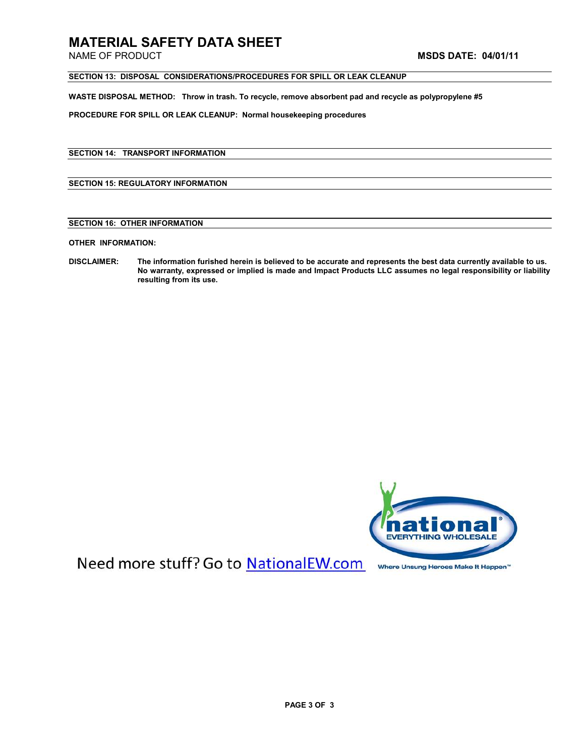# MATERIAL SAFETY DATA SHEET

NAME OF PRODUCT **MSDS DATE: 04/01/11**

## SECTION 13: DISPOSAL CONSIDERATIONS/PROCEDURES FOR SPILL OR LEAK CLEANUP

**WASTE DISPOSAL METHOD: Throw in trash. To recycle, remove absorbent pad and recycle as polypropylene #5**

**PROCEDURE FOR SPILL OR LEAK CLEANUP: Normal housekeeping procedures**

## SECTION 14: TRANSPORT INFORMATION

## SECTION 15: REGULATORY INFORMATION

## SECTION 16: OTHER INFORMATION

**OTHER INFORMATION:**

**DISCLAIMER: The information furished herein is believed to be accurate and represents the best data currently available to us. No warranty, expressed or implied is made and Impact Products LLC assumes no legal responsibility or liability resulting from its use.**

Need more stuff? Go to [NationalEW.com](NationalEW.com)

national® EVERYTHING WHOLESALE

Where Unsung Heroes Make It Happen™